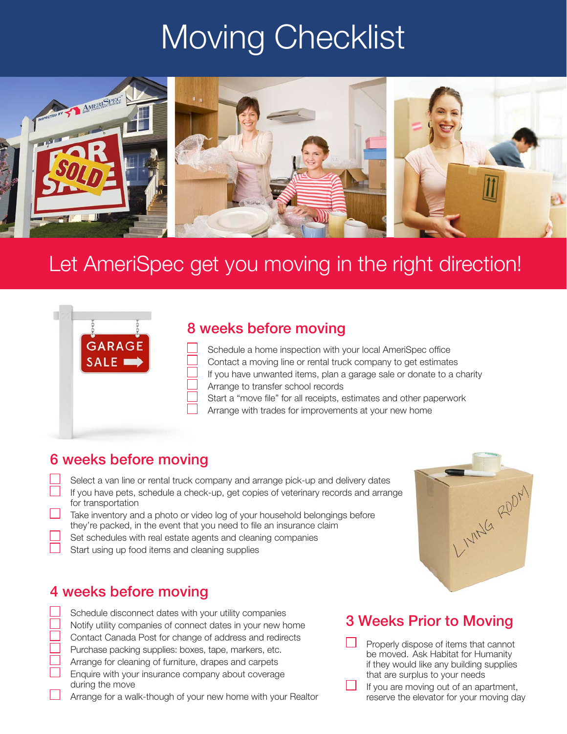# Moving Checklist

## Let AmeriSpec get you moving in the right direction!

### 8 weeks before moving

- [ ] Schedule a home inspection with your local AmeriSpec office
- [ ] Contact a moving line or rental truck company to get estimates
- [ ] If you have unwanted items, plan a garage sale or donate to a charity
- [ ] Arrange to transfer school records
- [ ] Start a "move file" for all receipts, estimates and other paperwork
- [ ] Arrange with trades for improvements at your new home

### 6 weeks before moving

- [ ] Select a van line or rental truck company and arrange pick-up and delivery dates
- [ ] If you have pets, schedule a check-up, get copies of veterinary records and arrange for transportation
- [ ] Take inventory and a photo or video log of your household belongings before they're packed, in the event that you need to file an insurance claim
- [ ] Set schedules with real estate agents and cleaning companies
- [ ] Start using up food items and cleaning supplies

### 4 weeks before moving

- [ ] Schedule disconnect dates with your utility companies
- [ ] Notify utility companies of connect dates in your new home
- [ ] Contact Canada Post for change of address and redirects
- [ ] Purchase packing supplies: boxes, tape, markers, etc.
- [ ] Arrange for cleaning of furniture, drapes and carpets
- [ ] Enquire with your insurance company about coverage during the move
- [ ] Arrange for a walk-though of your new home with your Realtor

### 3 Weeks Prior to Moving

- [ ] Properly dispose of items that cannot be moved. Ask Habitat for Humanity if they would like any building supplies that are surplus to your needs
- [ ] If you are moving out of an apartment, reserve the elevator for your moving day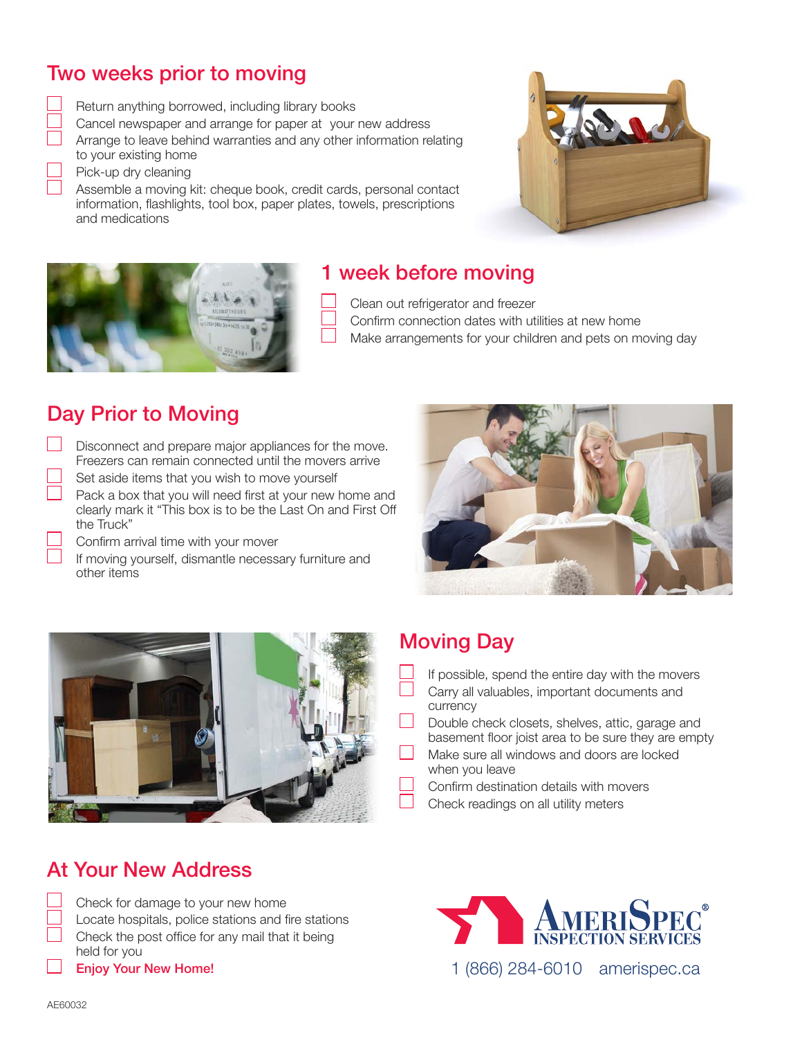## Two weeks prior to moving

- [ ] Return anything borrowed, including library books
- [ ] Cancel newspaper and arrange for paper at your new address
- [ ] Arrange to leave behind warranties and any other information relating to your existing home
- [ ] Pick-up dry cleaning
- [ ] Assemble a moving kit: cheque book, credit cards, personal contact information, flashlights, tool box, paper plates, towels, prescriptions and medications

## 1 week before moving

- [ ] Clean out refrigerator and freezer
- [ ] Confirm connection dates with utilities at new home
- [ ] Make arrangements for your children and pets on moving day

## Day Prior to Moving

- [ ] Disconnect and prepare major appliances for the move. Freezers can remain connected until the movers arrive
- [ ] Set aside items that you wish to move yourself
- [ ] Pack a box that you will need first at your new home and clearly mark it "This box is to be the Last On and First Off the Truck"
- [ ] Confirm arrival time with your mover
- [ ] If moving yourself, dismantle necessary furniture and other items

## Moving Day

- [ ] If possible, spend the entire day with the movers
- [ ] Carry all valuables, important documents and currency
- [ ] Double check closets, shelves, attic, garage and basement floor joist area to be sure they are empty
- [ ] Make sure all windows and doors are locked when you leave
- [ ] Confirm destination details with movers
- [ ] Check readings on all utility meters

## At Your New Address

- [ ] Check for damage to your new home
- [ ] Locate hospitals, police stations and fire stations
- [ ] Check the post office for any mail that it being held for you
- [ ] **Enjoy Your New Home!**

AmeriSpec® Inspection Services

1 (866) 284-6010 amerispec.ca

AE60032